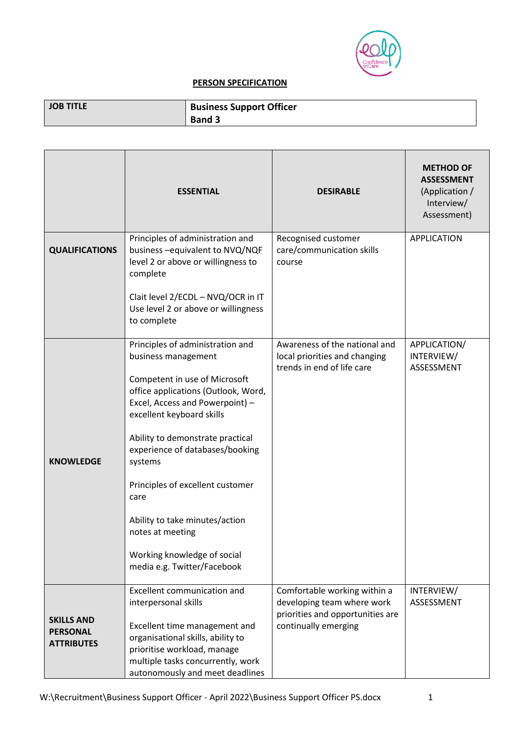## PERSON SPECIFICATION

| JOB TITLE | Business Support Officer<br>Band 3 |
|---|---|

| | ESSENTIAL | DESIRABLE | METHOD OF ASSESSMENT (Application / Interview/ Assessment) |
|---|---|---|---|
| **QUALIFICATIONS** | Principles of administration and business –equivalent to NVQ/NQF level 2 or above or willingness to complete<br><br>Clait level 2/ECDL – NVQ/OCR in IT Use level 2 or above or willingness to complete | Recognised customer care/communication skills course | APPLICATION |
| **KNOWLEDGE** | Principles of administration and business management<br><br>Competent in use of Microsoft office applications (Outlook, Word, Excel, Access and Powerpoint) – excellent keyboard skills<br><br>Ability to demonstrate practical experience of databases/booking systems<br><br>Principles of excellent customer care<br><br>Ability to take minutes/action notes at meeting<br><br>Working knowledge of social media e.g. Twitter/Facebook | Awareness of the national and local priorities and changing trends in end of life care | APPLICATION/ INTERVIEW/ ASSESSMENT |
| **SKILLS AND PERSONAL ATTRIBUTES** | Excellent communication and interpersonal skills<br><br>Excellent time management and organisational skills, ability to prioritise workload, manage multiple tasks concurrently, work autonomously and meet deadlines | Comfortable working within a developing team where work priorities and opportunities are continually emerging | INTERVIEW/ ASSESSMENT |

W:\Recruitment\Business Support Officer - April 2022\Business Support Officer PS.docx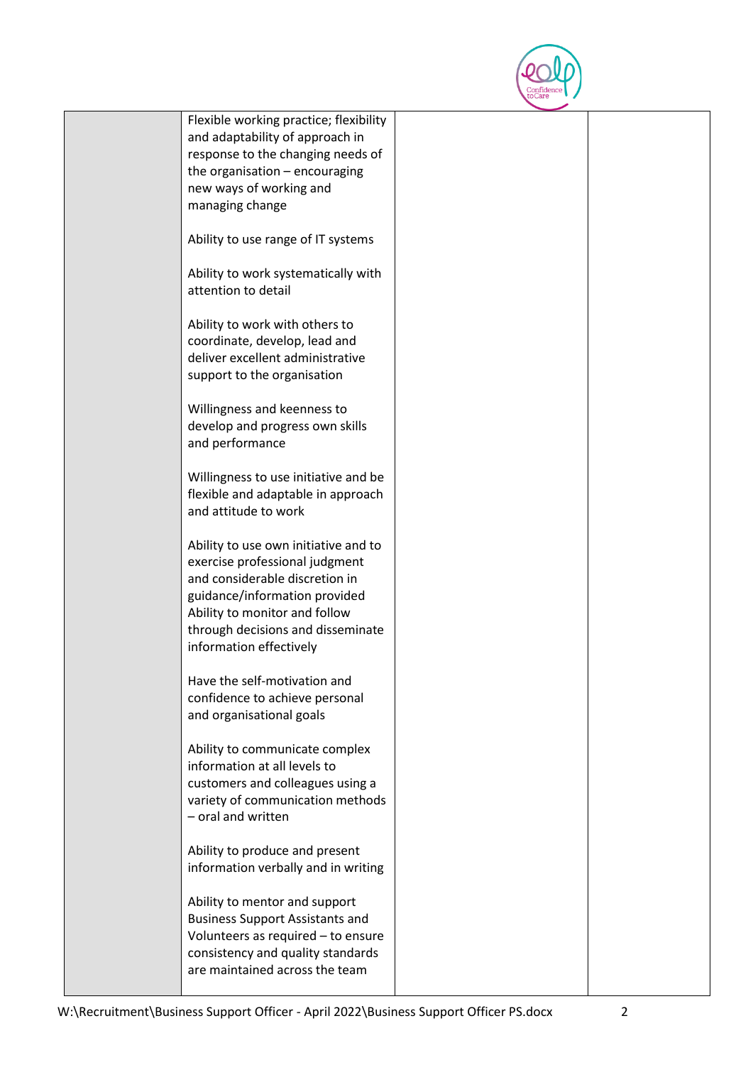|  | Flexible working practice; flexibility and adaptability of approach in response to the changing needs of the organisation – encouraging new ways of working and managing change<br><br>Ability to use range of IT systems<br><br>Ability to work systematically with attention to detail<br><br>Ability to work with others to coordinate, develop, lead and deliver excellent administrative support to the organisation<br><br>Willingness and keenness to develop and progress own skills and performance<br><br>Willingness to use initiative and be flexible and adaptable in approach and attitude to work<br><br>Ability to use own initiative and to exercise professional judgment and considerable discretion in guidance/information provided<br>Ability to monitor and follow through decisions and disseminate information effectively<br><br>Have the self-motivation and confidence to achieve personal and organisational goals<br><br>Ability to communicate complex information at all levels to customers and colleagues using a variety of communication methods – oral and written<br><br>Ability to produce and present information verbally and in writing<br><br>Ability to mentor and support Business Support Assistants and Volunteers as required – to ensure consistency and quality standards are maintained across the team |  |  |
|---|---|---|---|

W:\Recruitment\Business Support Officer - April 2022\Business Support Officer PS.docx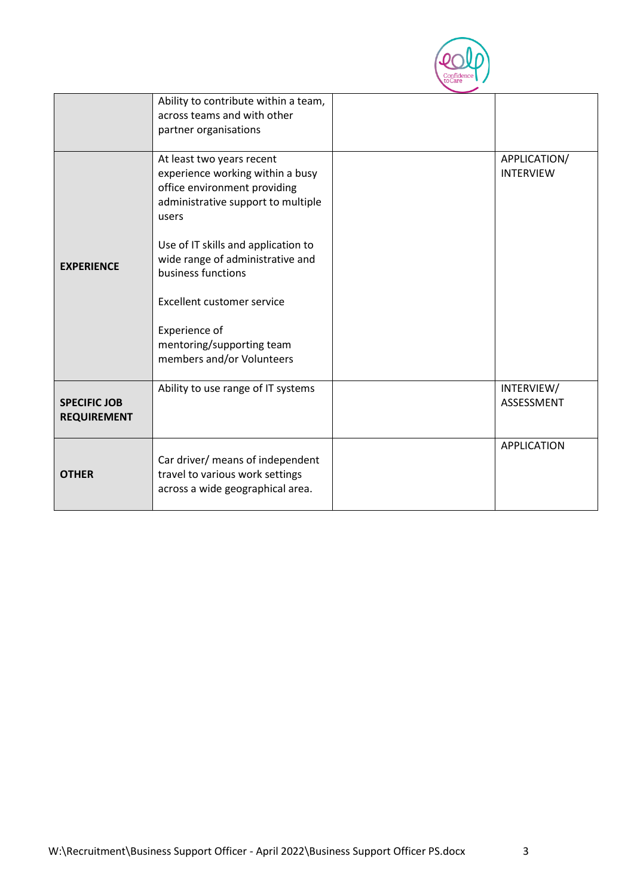| | | | |
|---|---|---|---|
| | Ability to contribute within a team, across teams and with other partner organisations | | |
| **EXPERIENCE** | At least two years recent experience working within a busy office environment providing administrative support to multiple users<br><br>Use of IT skills and application to wide range of administrative and business functions<br><br>Excellent customer service<br><br>Experience of mentoring/supporting team members and/or Volunteers | | APPLICATION/ INTERVIEW |
| **SPECIFIC JOB REQUIREMENT** | Ability to use range of IT systems | | INTERVIEW/ ASSESSMENT |
| **OTHER** | Car driver/ means of independent travel to various work settings across a wide geographical area. | | APPLICATION |